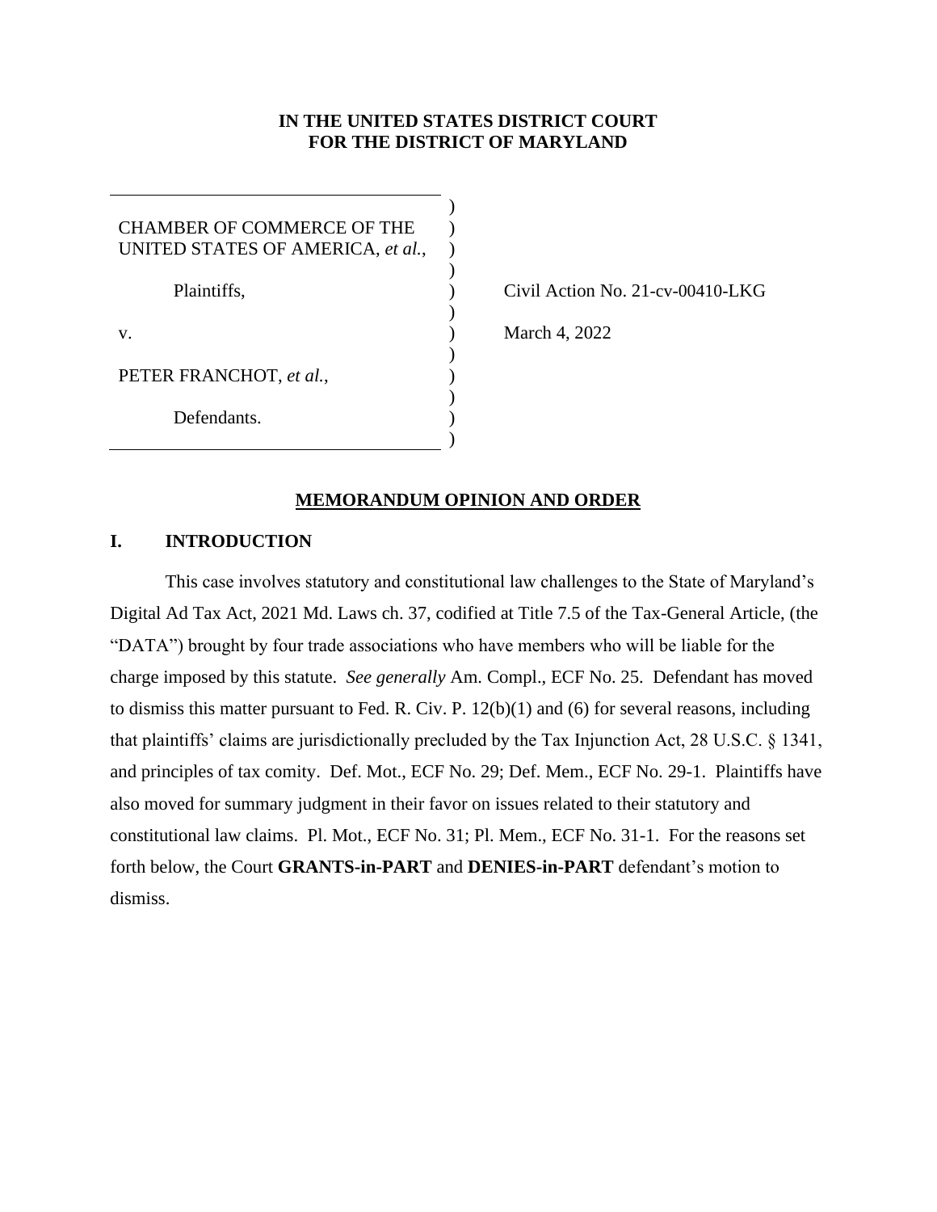**IN THE UNITED STATES DISTRICT COURT**
**FOR THE DISTRICT OF MARYLAND**

CHAMBER OF COMMERCE OF THE UNITED STATES OF AMERICA, *et al.*,

Plaintiffs,

v.

PETER FRANCHOT, *et al.*,

Defendants.

Civil Action No. 21-cv-00410-LKG

March 4, 2022

## MEMORANDUM OPINION AND ORDER

### I. INTRODUCTION

This case involves statutory and constitutional law challenges to the State of Maryland's Digital Ad Tax Act, 2021 Md. Laws ch. 37, codified at Title 7.5 of the Tax-General Article, (the "DATA") brought by four trade associations who have members who will be liable for the charge imposed by this statute. *See generally* Am. Compl., ECF No. 25. Defendant has moved to dismiss this matter pursuant to Fed. R. Civ. P. 12(b)(1) and (6) for several reasons, including that plaintiffs' claims are jurisdictionally precluded by the Tax Injunction Act, 28 U.S.C. § 1341, and principles of tax comity. Def. Mot., ECF No. 29; Def. Mem., ECF No. 29-1. Plaintiffs have also moved for summary judgment in their favor on issues related to their statutory and constitutional law claims. Pl. Mot., ECF No. 31; Pl. Mem., ECF No. 31-1. For the reasons set forth below, the Court **GRANTS-in-PART** and **DENIES-in-PART** defendant's motion to dismiss.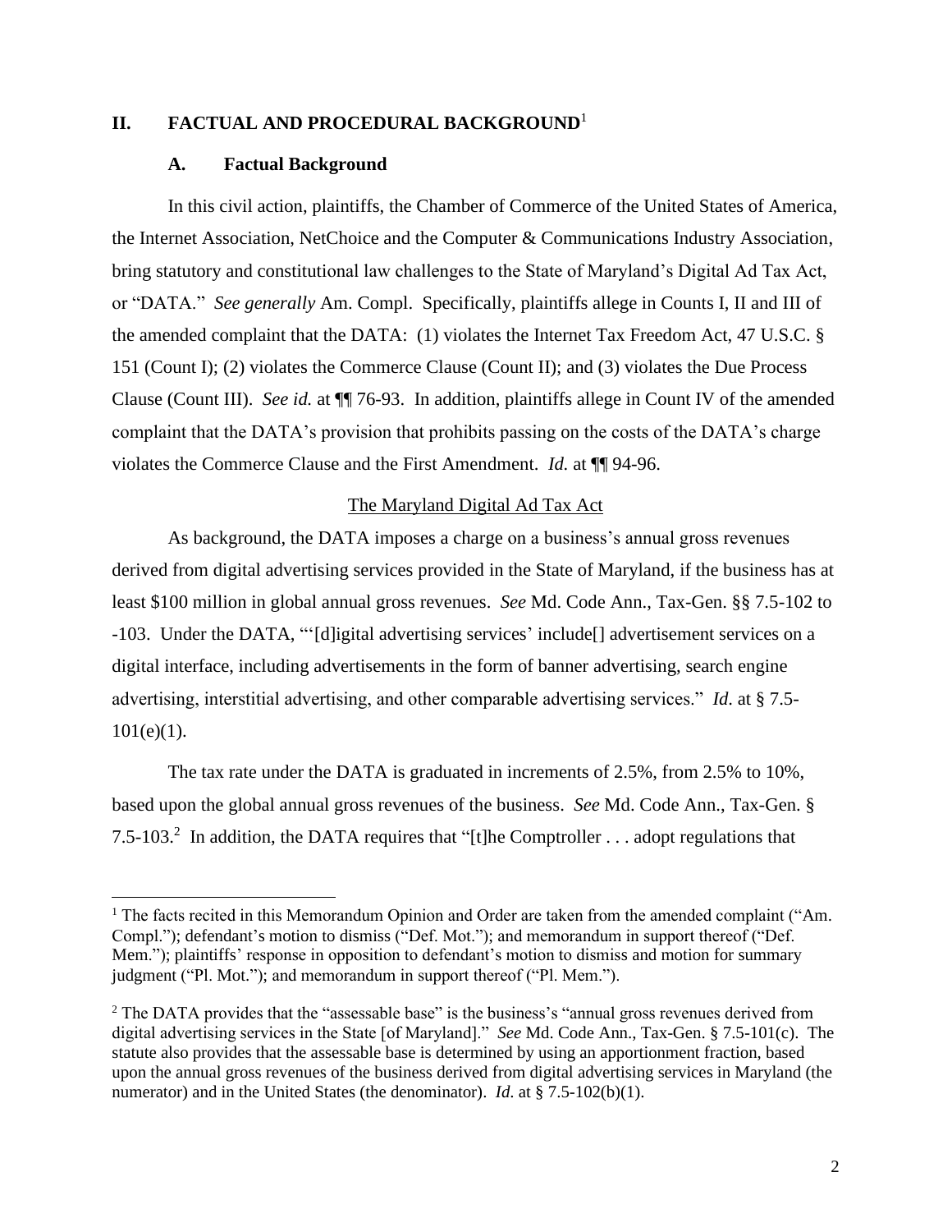## II. FACTUAL AND PROCEDURAL BACKGROUND[1]

### A. Factual Background

In this civil action, plaintiffs, the Chamber of Commerce of the United States of America, the Internet Association, NetChoice and the Computer & Communications Industry Association, bring statutory and constitutional law challenges to the State of Maryland's Digital Ad Tax Act, or "DATA." *See generally* Am. Compl. Specifically, plaintiffs allege in Counts I, II and III of the amended complaint that the DATA: (1) violates the Internet Tax Freedom Act, 47 U.S.C. § 151 (Count I); (2) violates the Commerce Clause (Count II); and (3) violates the Due Process Clause (Count III). *See id.* at ¶¶ 76-93. In addition, plaintiffs allege in Count IV of the amended complaint that the DATA's provision that prohibits passing on the costs of the DATA's charge violates the Commerce Clause and the First Amendment. *Id.* at ¶¶ 94-96.

<u>The Maryland Digital Ad Tax Act</u>

As background, the DATA imposes a charge on a business's annual gross revenues derived from digital advertising services provided in the State of Maryland, if the business has at least $100 million in global annual gross revenues. *See* Md. Code Ann., Tax-Gen. §§ 7.5-102 to -103. Under the DATA, "'[d]igital advertising services' include[] advertisement services on a digital interface, including advertisements in the form of banner advertising, search engine advertising, interstitial advertising, and other comparable advertising services." *Id.* at § 7.5-101(e)(1).

The tax rate under the DATA is graduated in increments of 2.5%, from 2.5% to 10%, based upon the global annual gross revenues of the business. *See* Md. Code Ann., Tax-Gen. § 7.5-103.[2] In addition, the DATA requires that "[t]he Comptroller . . . adopt regulations that

---

[1] The facts recited in this Memorandum Opinion and Order are taken from the amended complaint ("Am. Compl."); defendant's motion to dismiss ("Def. Mot."); and memorandum in support thereof ("Def. Mem."); plaintiffs' response in opposition to defendant's motion to dismiss and motion for summary judgment ("Pl. Mot."); and memorandum in support thereof ("Pl. Mem.").

[2] The DATA provides that the "assessable base" is the business's "annual gross revenues derived from digital advertising services in the State [of Maryland]." *See* Md. Code Ann., Tax-Gen. § 7.5-101(c). The statute also provides that the assessable base is determined by using an apportionment fraction, based upon the annual gross revenues of the business derived from digital advertising services in Maryland (the numerator) and in the United States (the denominator). *Id.* at § 7.5-102(b)(1).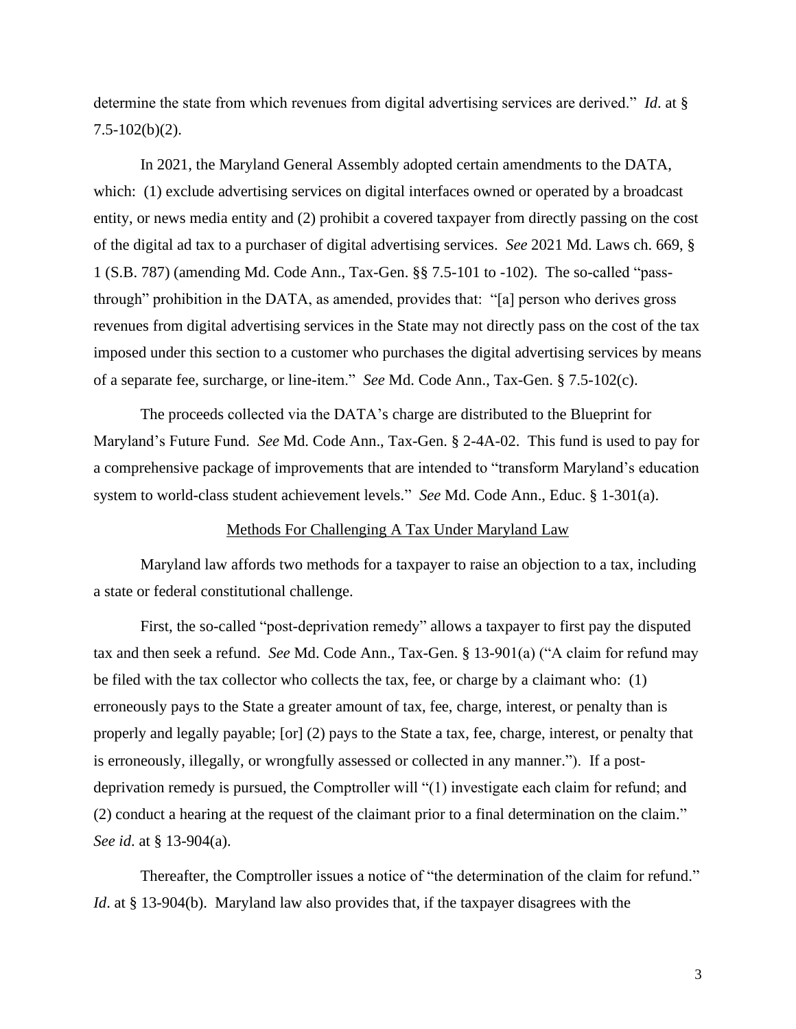determine the state from which revenues from digital advertising services are derived." *Id*. at § 7.5-102(b)(2).

In 2021, the Maryland General Assembly adopted certain amendments to the DATA, which: (1) exclude advertising services on digital interfaces owned or operated by a broadcast entity, or news media entity and (2) prohibit a covered taxpayer from directly passing on the cost of the digital ad tax to a purchaser of digital advertising services. *See* 2021 Md. Laws ch. 669, § 1 (S.B. 787) (amending Md. Code Ann., Tax-Gen. §§ 7.5-101 to -102). The so-called "pass-through" prohibition in the DATA, as amended, provides that: "[a] person who derives gross revenues from digital advertising services in the State may not directly pass on the cost of the tax imposed under this section to a customer who purchases the digital advertising services by means of a separate fee, surcharge, or line-item." *See* Md. Code Ann., Tax-Gen. § 7.5-102(c).

The proceeds collected via the DATA's charge are distributed to the Blueprint for Maryland's Future Fund. *See* Md. Code Ann., Tax-Gen. § 2-4A-02. This fund is used to pay for a comprehensive package of improvements that are intended to "transform Maryland's education system to world-class student achievement levels." *See* Md. Code Ann., Educ. § 1-301(a).

<u>Methods For Challenging A Tax Under Maryland Law</u>

Maryland law affords two methods for a taxpayer to raise an objection to a tax, including a state or federal constitutional challenge.

First, the so-called "post-deprivation remedy" allows a taxpayer to first pay the disputed tax and then seek a refund. *See* Md. Code Ann., Tax-Gen. § 13-901(a) ("A claim for refund may be filed with the tax collector who collects the tax, fee, or charge by a claimant who: (1) erroneously pays to the State a greater amount of tax, fee, charge, interest, or penalty than is properly and legally payable; [or] (2) pays to the State a tax, fee, charge, interest, or penalty that is erroneously, illegally, or wrongfully assessed or collected in any manner."). If a post-deprivation remedy is pursued, the Comptroller will "(1) investigate each claim for refund; and (2) conduct a hearing at the request of the claimant prior to a final determination on the claim." *See id*. at § 13-904(a).

Thereafter, the Comptroller issues a notice of "the determination of the claim for refund." *Id*. at § 13-904(b). Maryland law also provides that, if the taxpayer disagrees with the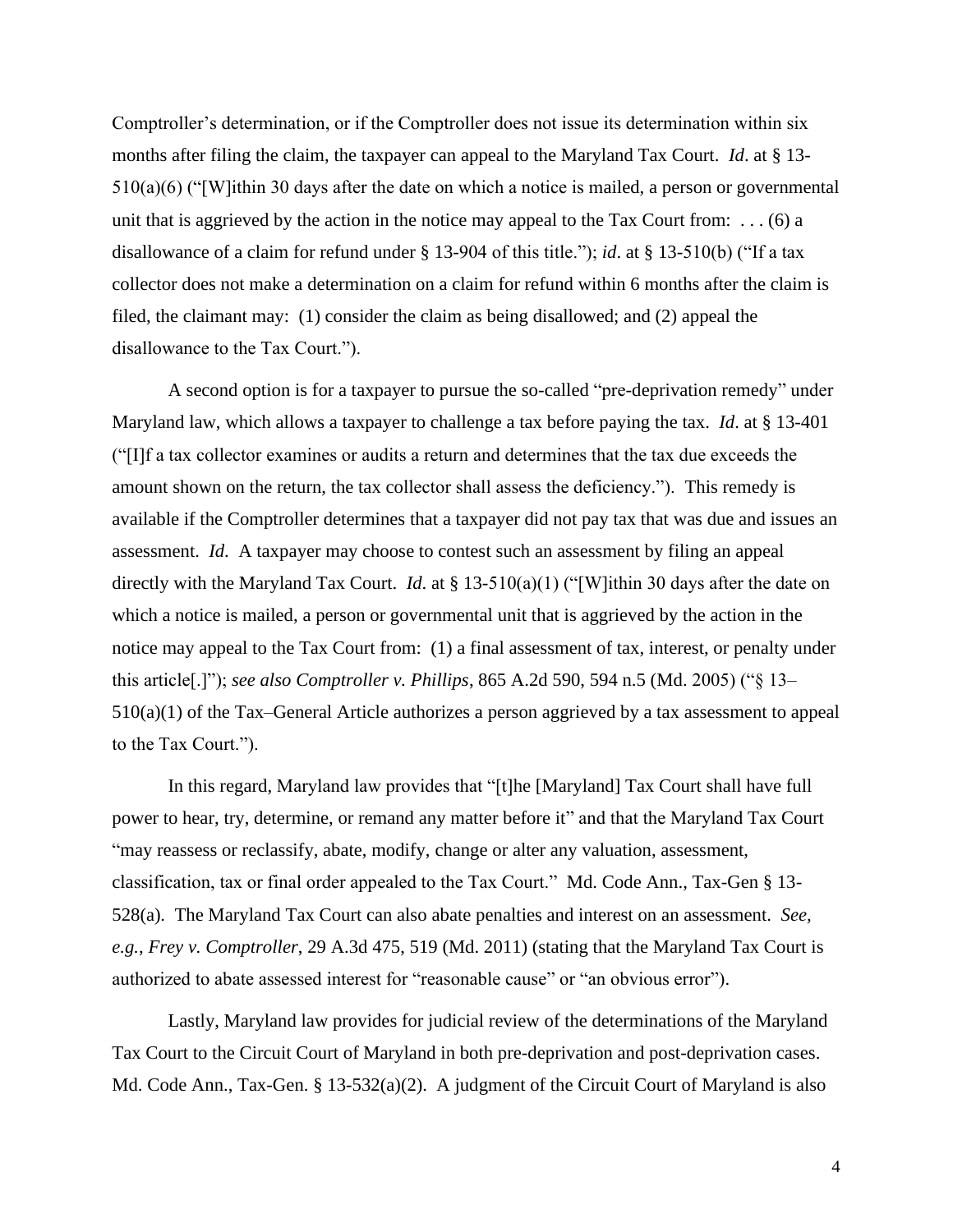Comptroller's determination, or if the Comptroller does not issue its determination within six months after filing the claim, the taxpayer can appeal to the Maryland Tax Court. *Id*. at § 13-510(a)(6) ("[W]ithin 30 days after the date on which a notice is mailed, a person or governmental unit that is aggrieved by the action in the notice may appeal to the Tax Court from: . . . (6) a disallowance of a claim for refund under § 13-904 of this title."); *id*. at § 13-510(b) ("If a tax collector does not make a determination on a claim for refund within 6 months after the claim is filed, the claimant may: (1) consider the claim as being disallowed; and (2) appeal the disallowance to the Tax Court.").

A second option is for a taxpayer to pursue the so-called "pre-deprivation remedy" under Maryland law, which allows a taxpayer to challenge a tax before paying the tax. *Id*. at § 13-401 ("[I]f a tax collector examines or audits a return and determines that the tax due exceeds the amount shown on the return, the tax collector shall assess the deficiency."). This remedy is available if the Comptroller determines that a taxpayer did not pay tax that was due and issues an assessment. *Id*. A taxpayer may choose to contest such an assessment by filing an appeal directly with the Maryland Tax Court. *Id*. at § 13-510(a)(1) ("[W]ithin 30 days after the date on which a notice is mailed, a person or governmental unit that is aggrieved by the action in the notice may appeal to the Tax Court from: (1) a final assessment of tax, interest, or penalty under this article[.]"); *see also Comptroller v. Phillips*, 865 A.2d 590, 594 n.5 (Md. 2005) ("§ 13–510(a)(1) of the Tax–General Article authorizes a person aggrieved by a tax assessment to appeal to the Tax Court.").

In this regard, Maryland law provides that "[t]he [Maryland] Tax Court shall have full power to hear, try, determine, or remand any matter before it" and that the Maryland Tax Court "may reassess or reclassify, abate, modify, change or alter any valuation, assessment, classification, tax or final order appealed to the Tax Court." Md. Code Ann., Tax-Gen § 13-528(a). The Maryland Tax Court can also abate penalties and interest on an assessment. *See, e.g.*, *Frey v. Comptroller*, 29 A.3d 475, 519 (Md. 2011) (stating that the Maryland Tax Court is authorized to abate assessed interest for "reasonable cause" or "an obvious error").

Lastly, Maryland law provides for judicial review of the determinations of the Maryland Tax Court to the Circuit Court of Maryland in both pre-deprivation and post-deprivation cases. Md. Code Ann., Tax-Gen. § 13-532(a)(2). A judgment of the Circuit Court of Maryland is also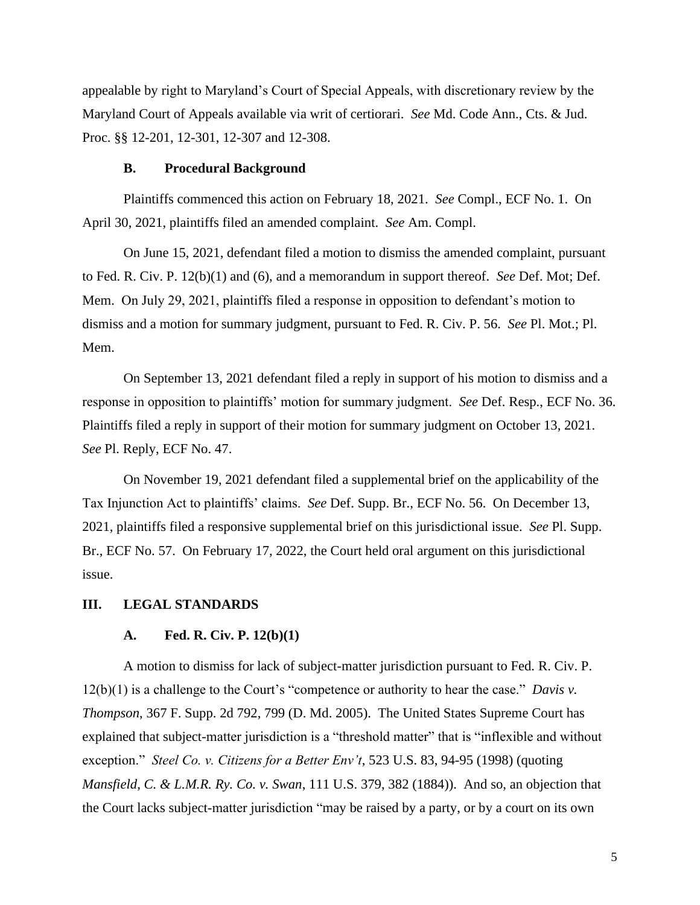appealable by right to Maryland's Court of Special Appeals, with discretionary review by the Maryland Court of Appeals available via writ of certiorari. *See* Md. Code Ann., Cts. & Jud. Proc. §§ 12-201, 12-301, 12-307 and 12-308.

### B. Procedural Background

Plaintiffs commenced this action on February 18, 2021. *See* Compl., ECF No. 1. On April 30, 2021, plaintiffs filed an amended complaint. *See* Am. Compl.

On June 15, 2021, defendant filed a motion to dismiss the amended complaint, pursuant to Fed. R. Civ. P. 12(b)(1) and (6), and a memorandum in support thereof. *See* Def. Mot; Def. Mem. On July 29, 2021, plaintiffs filed a response in opposition to defendant's motion to dismiss and a motion for summary judgment, pursuant to Fed. R. Civ. P. 56. *See* Pl. Mot.; Pl. Mem.

On September 13, 2021 defendant filed a reply in support of his motion to dismiss and a response in opposition to plaintiffs' motion for summary judgment. *See* Def. Resp., ECF No. 36. Plaintiffs filed a reply in support of their motion for summary judgment on October 13, 2021. *See* Pl. Reply, ECF No. 47.

On November 19, 2021 defendant filed a supplemental brief on the applicability of the Tax Injunction Act to plaintiffs' claims. *See* Def. Supp. Br., ECF No. 56. On December 13, 2021, plaintiffs filed a responsive supplemental brief on this jurisdictional issue. *See* Pl. Supp. Br., ECF No. 57. On February 17, 2022, the Court held oral argument on this jurisdictional issue.

## III. LEGAL STANDARDS

### A. Fed. R. Civ. P. 12(b)(1)

A motion to dismiss for lack of subject-matter jurisdiction pursuant to Fed. R. Civ. P. 12(b)(1) is a challenge to the Court's "competence or authority to hear the case." *Davis v. Thompson*, 367 F. Supp. 2d 792, 799 (D. Md. 2005). The United States Supreme Court has explained that subject-matter jurisdiction is a "threshold matter" that is "inflexible and without exception." *Steel Co. v. Citizens for a Better Env't*, 523 U.S. 83, 94-95 (1998) (quoting *Mansfield, C. & L.M.R. Ry. Co. v. Swan*, 111 U.S. 379, 382 (1884)). And so, an objection that the Court lacks subject-matter jurisdiction "may be raised by a party, or by a court on its own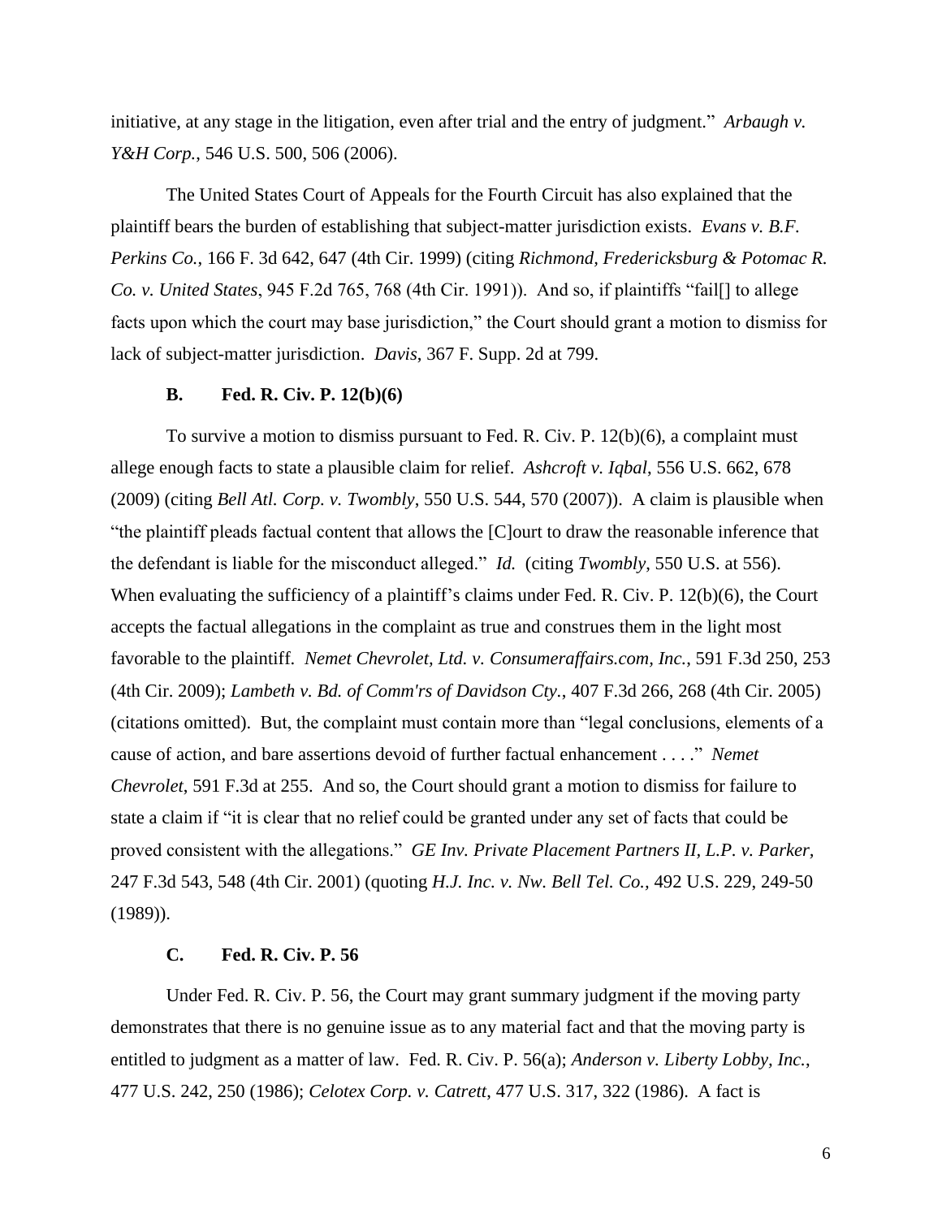initiative, at any stage in the litigation, even after trial and the entry of judgment." *Arbaugh v. Y&H Corp.*, 546 U.S. 500, 506 (2006).

The United States Court of Appeals for the Fourth Circuit has also explained that the plaintiff bears the burden of establishing that subject-matter jurisdiction exists. *Evans v. B.F. Perkins Co.*, 166 F. 3d 642, 647 (4th Cir. 1999) (citing *Richmond, Fredericksburg & Potomac R. Co. v. United States*, 945 F.2d 765, 768 (4th Cir. 1991)). And so, if plaintiffs "fail[] to allege facts upon which the court may base jurisdiction," the Court should grant a motion to dismiss for lack of subject-matter jurisdiction. *Davis*, 367 F. Supp. 2d at 799.

### B. Fed. R. Civ. P. 12(b)(6)

To survive a motion to dismiss pursuant to Fed. R. Civ. P. 12(b)(6), a complaint must allege enough facts to state a plausible claim for relief. *Ashcroft v. Iqbal*, 556 U.S. 662, 678 (2009) (citing *Bell Atl. Corp. v. Twombly*, 550 U.S. 544, 570 (2007)). A claim is plausible when "the plaintiff pleads factual content that allows the [C]ourt to draw the reasonable inference that the defendant is liable for the misconduct alleged." *Id.* (citing *Twombly*, 550 U.S. at 556). When evaluating the sufficiency of a plaintiff's claims under Fed. R. Civ. P. 12(b)(6), the Court accepts the factual allegations in the complaint as true and construes them in the light most favorable to the plaintiff. *Nemet Chevrolet, Ltd. v. Consumeraffairs.com, Inc.*, 591 F.3d 250, 253 (4th Cir. 2009); *Lambeth v. Bd. of Comm'rs of Davidson Cty.*, 407 F.3d 266, 268 (4th Cir. 2005) (citations omitted). But, the complaint must contain more than "legal conclusions, elements of a cause of action, and bare assertions devoid of further factual enhancement . . . ." *Nemet Chevrolet*, 591 F.3d at 255. And so, the Court should grant a motion to dismiss for failure to state a claim if "it is clear that no relief could be granted under any set of facts that could be proved consistent with the allegations." *GE Inv. Private Placement Partners II, L.P. v. Parker,* 247 F.3d 543, 548 (4th Cir. 2001) (quoting *H.J. Inc. v. Nw. Bell Tel. Co.*, 492 U.S. 229, 249-50 (1989)).

### C. Fed. R. Civ. P. 56

Under Fed. R. Civ. P. 56, the Court may grant summary judgment if the moving party demonstrates that there is no genuine issue as to any material fact and that the moving party is entitled to judgment as a matter of law. Fed. R. Civ. P. 56(a); *Anderson v. Liberty Lobby, Inc.*, 477 U.S. 242, 250 (1986); *Celotex Corp. v. Catrett*, 477 U.S. 317, 322 (1986). A fact is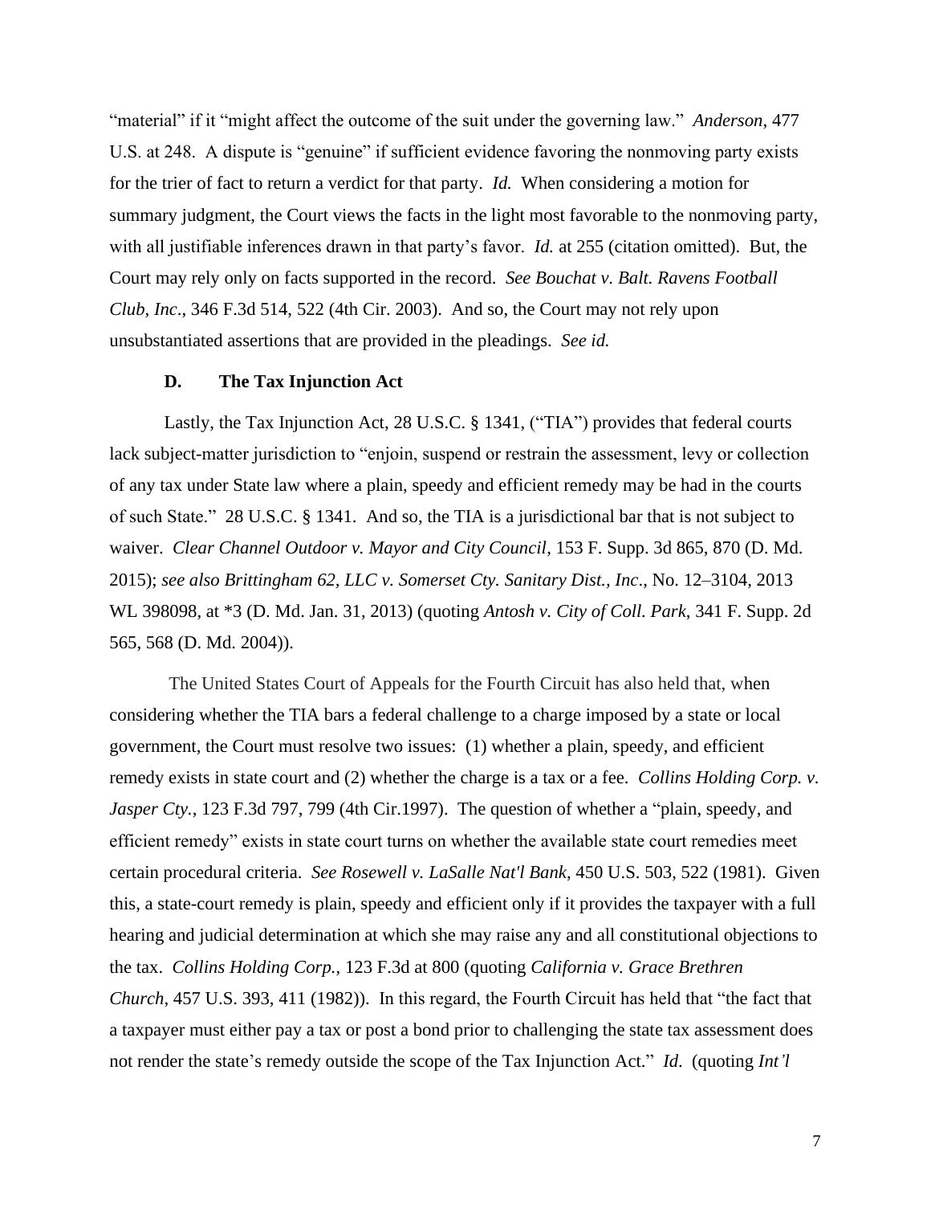"material" if it "might affect the outcome of the suit under the governing law." *Anderson*, 477 U.S. at 248. A dispute is "genuine" if sufficient evidence favoring the nonmoving party exists for the trier of fact to return a verdict for that party. *Id.* When considering a motion for summary judgment, the Court views the facts in the light most favorable to the nonmoving party, with all justifiable inferences drawn in that party's favor. *Id.* at 255 (citation omitted). But, the Court may rely only on facts supported in the record. *See Bouchat v. Balt. Ravens Football Club, Inc*., 346 F.3d 514, 522 (4th Cir. 2003). And so, the Court may not rely upon unsubstantiated assertions that are provided in the pleadings. *See id.*

### D. The Tax Injunction Act

Lastly, the Tax Injunction Act, 28 U.S.C. § 1341, ("TIA") provides that federal courts lack subject-matter jurisdiction to "enjoin, suspend or restrain the assessment, levy or collection of any tax under State law where a plain, speedy and efficient remedy may be had in the courts of such State." 28 U.S.C. § 1341. And so, the TIA is a jurisdictional bar that is not subject to waiver. *Clear Channel Outdoor v. Mayor and City Council*, 153 F. Supp. 3d 865, 870 (D. Md. 2015); *see also Brittingham 62, LLC v. Somerset Cty. Sanitary Dist., Inc*., No. 12–3104, 2013 WL 398098, at *3 (D. Md. Jan. 31, 2013) (quoting *Antosh v. City of Coll. Park*, 341 F. Supp. 2d 565, 568 (D. Md. 2004)).

The United States Court of Appeals for the Fourth Circuit has also held that, when considering whether the TIA bars a federal challenge to a charge imposed by a state or local government, the Court must resolve two issues: (1) whether a plain, speedy, and efficient remedy exists in state court and (2) whether the charge is a tax or a fee. *Collins Holding Corp. v. Jasper Cty.*, 123 F.3d 797, 799 (4th Cir.1997). The question of whether a "plain, speedy, and efficient remedy" exists in state court turns on whether the available state court remedies meet certain procedural criteria. *See Rosewell v. LaSalle Nat'l Bank*, 450 U.S. 503, 522 (1981). Given this, a state-court remedy is plain, speedy and efficient only if it provides the taxpayer with a full hearing and judicial determination at which she may raise any and all constitutional objections to the tax. *Collins Holding Corp.*, 123 F.3d at 800 (quoting *California v. Grace Brethren Church*, 457 U.S. 393, 411 (1982)). In this regard, the Fourth Circuit has held that "the fact that a taxpayer must either pay a tax or post a bond prior to challenging the state tax assessment does not render the state's remedy outside the scope of the Tax Injunction Act." *Id*. (quoting *Int'l*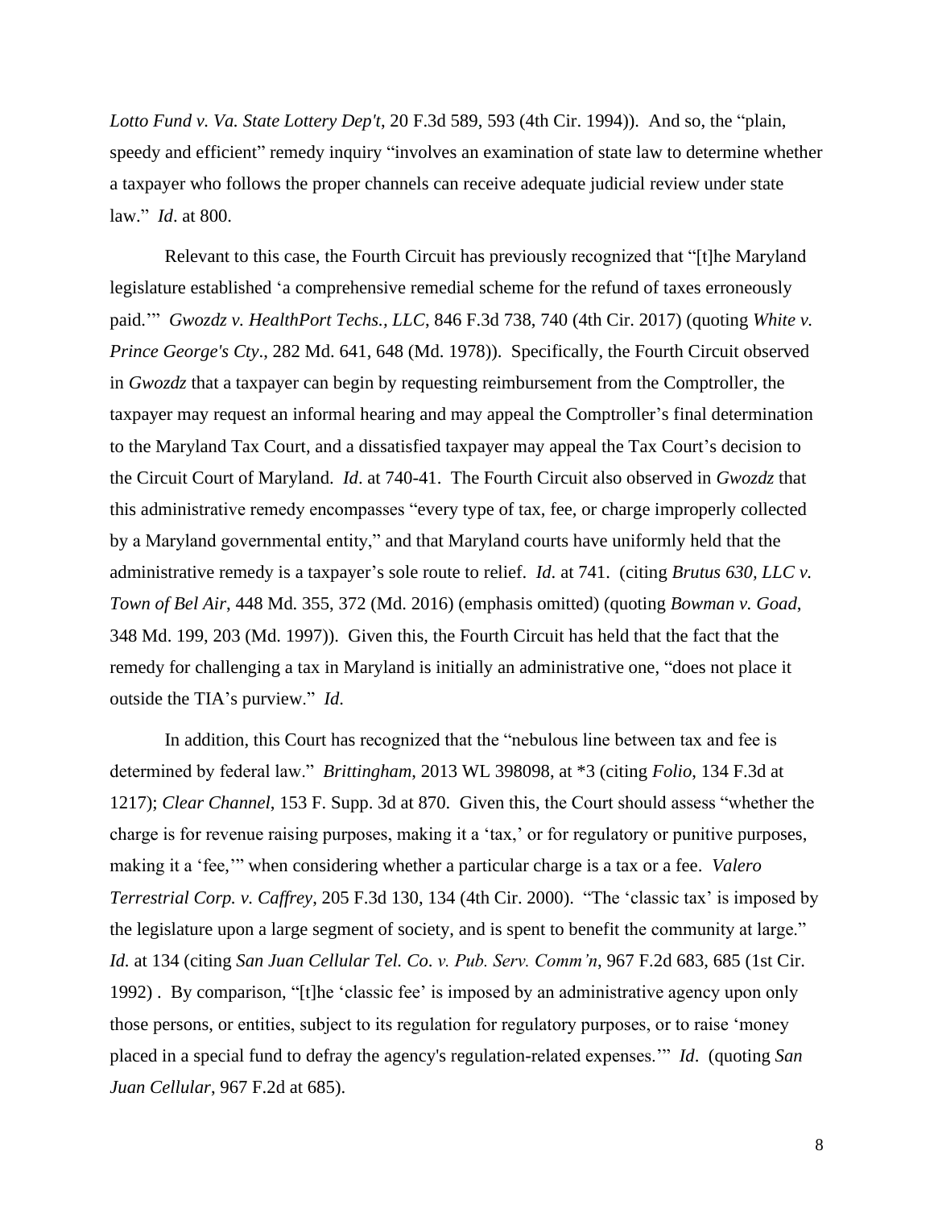*Lotto Fund v. Va. State Lottery Dep't*, 20 F.3d 589, 593 (4th Cir. 1994)). And so, the "plain, speedy and efficient" remedy inquiry "involves an examination of state law to determine whether a taxpayer who follows the proper channels can receive adequate judicial review under state law." *Id*. at 800.

Relevant to this case, the Fourth Circuit has previously recognized that "[t]he Maryland legislature established 'a comprehensive remedial scheme for the refund of taxes erroneously paid.'" *Gwozdz v. HealthPort Techs., LLC*, 846 F.3d 738, 740 (4th Cir. 2017) (quoting *White v. Prince George's Cty*., 282 Md. 641, 648 (Md. 1978)). Specifically, the Fourth Circuit observed in *Gwozdz* that a taxpayer can begin by requesting reimbursement from the Comptroller, the taxpayer may request an informal hearing and may appeal the Comptroller's final determination to the Maryland Tax Court, and a dissatisfied taxpayer may appeal the Tax Court's decision to the Circuit Court of Maryland. *Id*. at 740-41. The Fourth Circuit also observed in *Gwozdz* that this administrative remedy encompasses "every type of tax, fee, or charge improperly collected by a Maryland governmental entity," and that Maryland courts have uniformly held that the administrative remedy is a taxpayer's sole route to relief. *Id.* at 741. (citing *Brutus 630, LLC v. Town of Bel Air*, 448 Md. 355, 372 (Md. 2016) (emphasis omitted) (quoting *Bowman v. Goad*, 348 Md. 199, 203 (Md. 1997)). Given this, the Fourth Circuit has held that the fact that the remedy for challenging a tax in Maryland is initially an administrative one, "does not place it outside the TIA's purview." *Id*.

In addition, this Court has recognized that the "nebulous line between tax and fee is determined by federal law." *Brittingham*, 2013 WL 398098, at *3 (citing *Folio*, 134 F.3d at 1217); *Clear Channel*, 153 F. Supp. 3d at 870. Given this, the Court should assess "whether the charge is for revenue raising purposes, making it a 'tax,' or for regulatory or punitive purposes, making it a 'fee,'" when considering whether a particular charge is a tax or a fee. *Valero Terrestrial Corp. v. Caffrey*, 205 F.3d 130, 134 (4th Cir. 2000). "The 'classic tax' is imposed by the legislature upon a large segment of society, and is spent to benefit the community at large." *Id.* at 134 (citing *San Juan Cellular Tel. Co. v. Pub. Serv. Comm'n*, 967 F.2d 683, 685 (1st Cir. 1992) . By comparison, "[t]he 'classic fee' is imposed by an administrative agency upon only those persons, or entities, subject to its regulation for regulatory purposes, or to raise 'money placed in a special fund to defray the agency's regulation-related expenses.'" *Id*. (quoting *San Juan Cellular*, 967 F.2d at 685).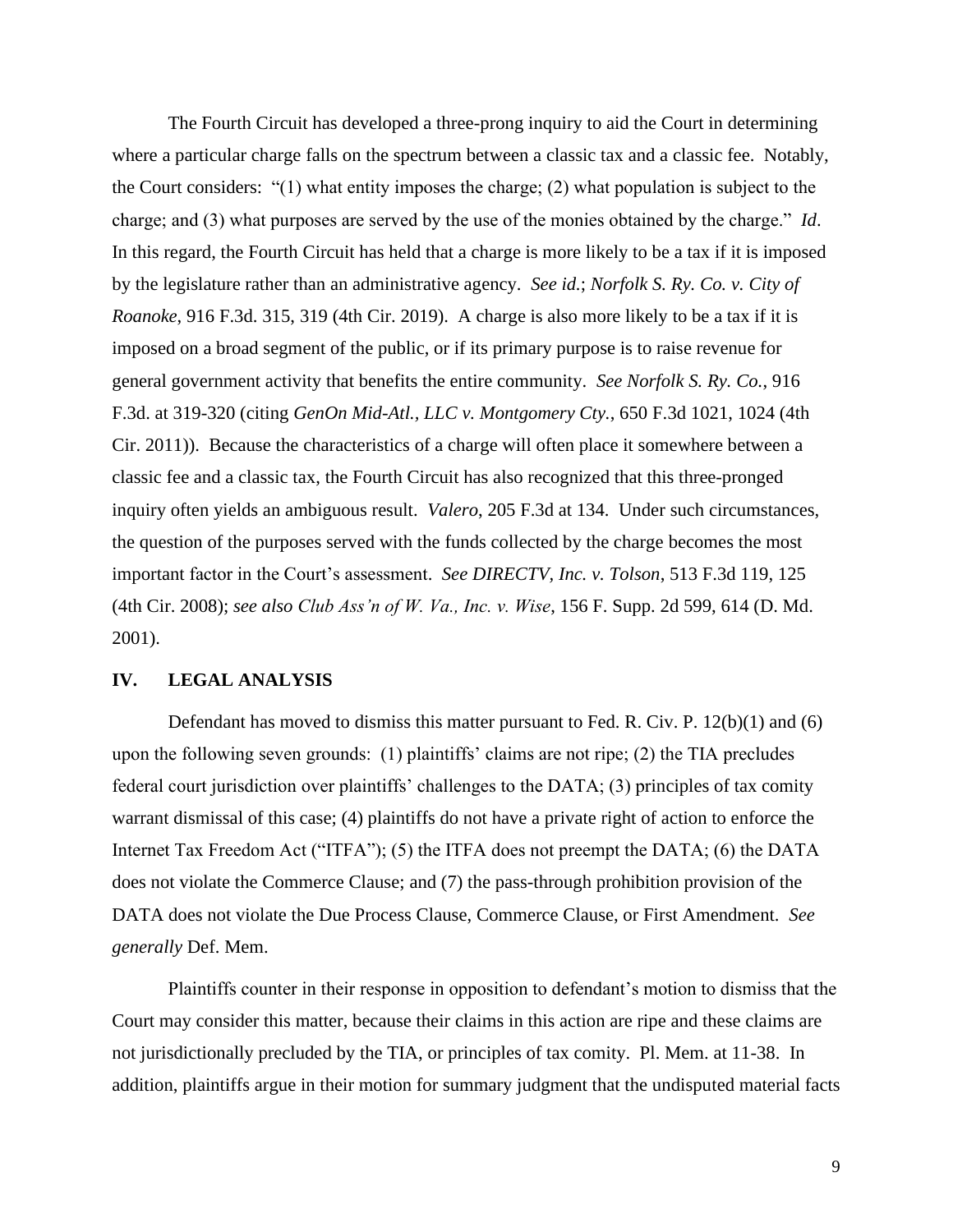The Fourth Circuit has developed a three-prong inquiry to aid the Court in determining where a particular charge falls on the spectrum between a classic tax and a classic fee. Notably, the Court considers: "(1) what entity imposes the charge; (2) what population is subject to the charge; and (3) what purposes are served by the use of the monies obtained by the charge." *Id*. In this regard, the Fourth Circuit has held that a charge is more likely to be a tax if it is imposed by the legislature rather than an administrative agency. *See id.*; *Norfolk S. Ry. Co. v. City of Roanoke*, 916 F.3d. 315, 319 (4th Cir. 2019). A charge is also more likely to be a tax if it is imposed on a broad segment of the public, or if its primary purpose is to raise revenue for general government activity that benefits the entire community. *See Norfolk S. Ry. Co.*, 916 F.3d. at 319-320 (citing *GenOn Mid-Atl., LLC v. Montgomery Cty.*, 650 F.3d 1021, 1024 (4th Cir. 2011)). Because the characteristics of a charge will often place it somewhere between a classic fee and a classic tax, the Fourth Circuit has also recognized that this three-pronged inquiry often yields an ambiguous result. *Valero*, 205 F.3d at 134. Under such circumstances, the question of the purposes served with the funds collected by the charge becomes the most important factor in the Court's assessment. *See DIRECTV, Inc. v. Tolson*, 513 F.3d 119, 125 (4th Cir. 2008); *see also Club Ass'n of W. Va., Inc. v. Wise*, 156 F. Supp. 2d 599, 614 (D. Md. 2001).

## IV. LEGAL ANALYSIS

Defendant has moved to dismiss this matter pursuant to Fed. R. Civ. P. 12(b)(1) and (6) upon the following seven grounds: (1) plaintiffs' claims are not ripe; (2) the TIA precludes federal court jurisdiction over plaintiffs' challenges to the DATA; (3) principles of tax comity warrant dismissal of this case; (4) plaintiffs do not have a private right of action to enforce the Internet Tax Freedom Act ("ITFA"); (5) the ITFA does not preempt the DATA; (6) the DATA does not violate the Commerce Clause; and (7) the pass-through prohibition provision of the DATA does not violate the Due Process Clause, Commerce Clause, or First Amendment. *See generally* Def. Mem.

Plaintiffs counter in their response in opposition to defendant's motion to dismiss that the Court may consider this matter, because their claims in this action are ripe and these claims are not jurisdictionally precluded by the TIA, or principles of tax comity. Pl. Mem. at 11-38. In addition, plaintiffs argue in their motion for summary judgment that the undisputed material facts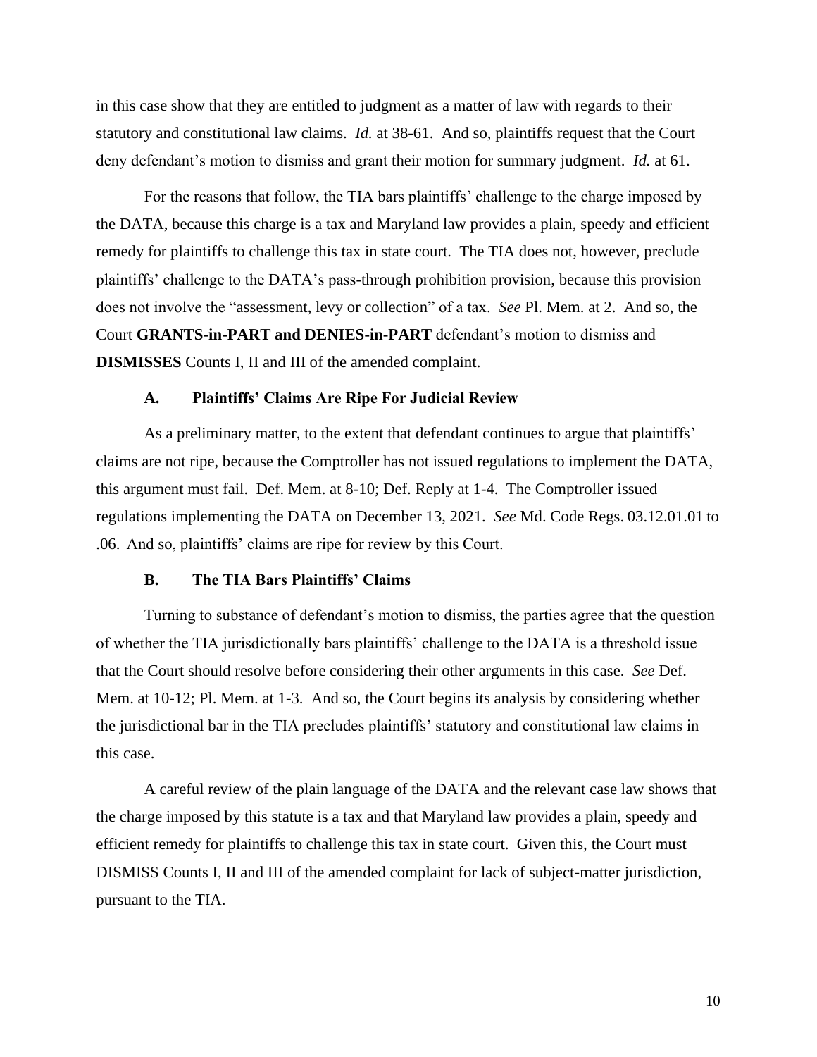in this case show that they are entitled to judgment as a matter of law with regards to their statutory and constitutional law claims. *Id.* at 38-61. And so, plaintiffs request that the Court deny defendant's motion to dismiss and grant their motion for summary judgment. *Id.* at 61.

For the reasons that follow, the TIA bars plaintiffs' challenge to the charge imposed by the DATA, because this charge is a tax and Maryland law provides a plain, speedy and efficient remedy for plaintiffs to challenge this tax in state court. The TIA does not, however, preclude plaintiffs' challenge to the DATA's pass-through prohibition provision, because this provision does not involve the "assessment, levy or collection" of a tax. *See* Pl. Mem. at 2. And so, the Court **GRANTS-in-PART and DENIES-in-PART** defendant's motion to dismiss and **DISMISSES** Counts I, II and III of the amended complaint.

### A. Plaintiffs' Claims Are Ripe For Judicial Review

As a preliminary matter, to the extent that defendant continues to argue that plaintiffs' claims are not ripe, because the Comptroller has not issued regulations to implement the DATA, this argument must fail. Def. Mem. at 8-10; Def. Reply at 1-4. The Comptroller issued regulations implementing the DATA on December 13, 2021. *See* Md. Code Regs. 03.12.01.01 to .06. And so, plaintiffs' claims are ripe for review by this Court.

### B. The TIA Bars Plaintiffs' Claims

Turning to substance of defendant's motion to dismiss, the parties agree that the question of whether the TIA jurisdictionally bars plaintiffs' challenge to the DATA is a threshold issue that the Court should resolve before considering their other arguments in this case. *See* Def. Mem. at 10-12; Pl. Mem. at 1-3. And so, the Court begins its analysis by considering whether the jurisdictional bar in the TIA precludes plaintiffs' statutory and constitutional law claims in this case.

A careful review of the plain language of the DATA and the relevant case law shows that the charge imposed by this statute is a tax and that Maryland law provides a plain, speedy and efficient remedy for plaintiffs to challenge this tax in state court. Given this, the Court must DISMISS Counts I, II and III of the amended complaint for lack of subject-matter jurisdiction, pursuant to the TIA.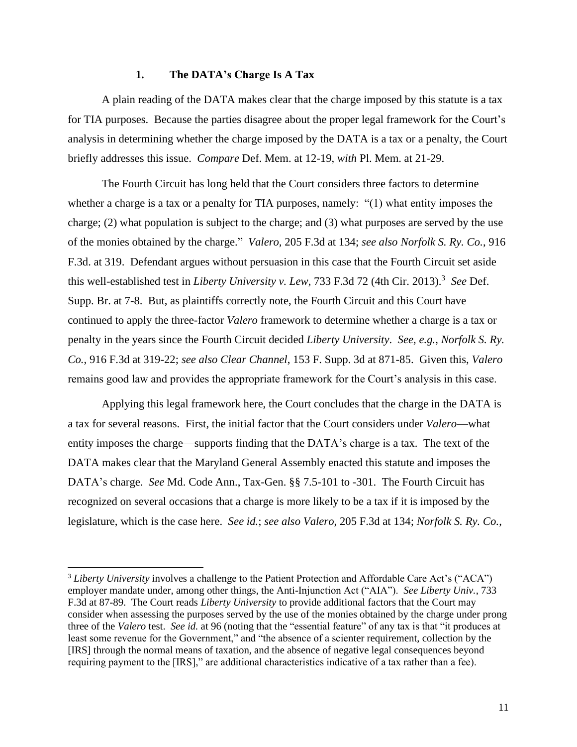### 1. The DATA's Charge Is A Tax

A plain reading of the DATA makes clear that the charge imposed by this statute is a tax for TIA purposes. Because the parties disagree about the proper legal framework for the Court's analysis in determining whether the charge imposed by the DATA is a tax or a penalty, the Court briefly addresses this issue. *Compare* Def. Mem. at 12-19, *with* Pl. Mem. at 21-29.

The Fourth Circuit has long held that the Court considers three factors to determine whether a charge is a tax or a penalty for TIA purposes, namely: "(1) what entity imposes the charge; (2) what population is subject to the charge; and (3) what purposes are served by the use of the monies obtained by the charge." *Valero*, 205 F.3d at 134; *see also Norfolk S. Ry. Co.*, 916 F.3d. at 319. Defendant argues without persuasion in this case that the Fourth Circuit set aside this well-established test in *Liberty University v. Lew*, 733 F.3d 72 (4th Cir. 2013).[3] *See* Def. Supp. Br. at 7-8. But, as plaintiffs correctly note, the Fourth Circuit and this Court have continued to apply the three-factor *Valero* framework to determine whether a charge is a tax or penalty in the years since the Fourth Circuit decided *Liberty University*. *See, e.g.*, *Norfolk S. Ry. Co.*, 916 F.3d at 319-22; *see also Clear Channel*, 153 F. Supp. 3d at 871-85. Given this, *Valero* remains good law and provides the appropriate framework for the Court's analysis in this case.

Applying this legal framework here, the Court concludes that the charge in the DATA is a tax for several reasons. First, the initial factor that the Court considers under *Valero*—what entity imposes the charge—supports finding that the DATA's charge is a tax. The text of the DATA makes clear that the Maryland General Assembly enacted this statute and imposes the DATA's charge. *See* Md. Code Ann., Tax-Gen. §§ 7.5-101 to -301. The Fourth Circuit has recognized on several occasions that a charge is more likely to be a tax if it is imposed by the legislature, which is the case here. *See id.*; *see also Valero*, 205 F.3d at 134; *Norfolk S. Ry. Co.*,

---

[3] *Liberty University* involves a challenge to the Patient Protection and Affordable Care Act's ("ACA") employer mandate under, among other things, the Anti-Injunction Act ("AIA"). *See Liberty Univ.*, 733 F.3d at 87-89. The Court reads *Liberty University* to provide additional factors that the Court may consider when assessing the purposes served by the use of the monies obtained by the charge under prong three of the *Valero* test. *See id.* at 96 (noting that the "essential feature" of any tax is that "it produces at least some revenue for the Government," and "the absence of a scienter requirement, collection by the [IRS] through the normal means of taxation, and the absence of negative legal consequences beyond requiring payment to the [IRS]," are additional characteristics indicative of a tax rather than a fee).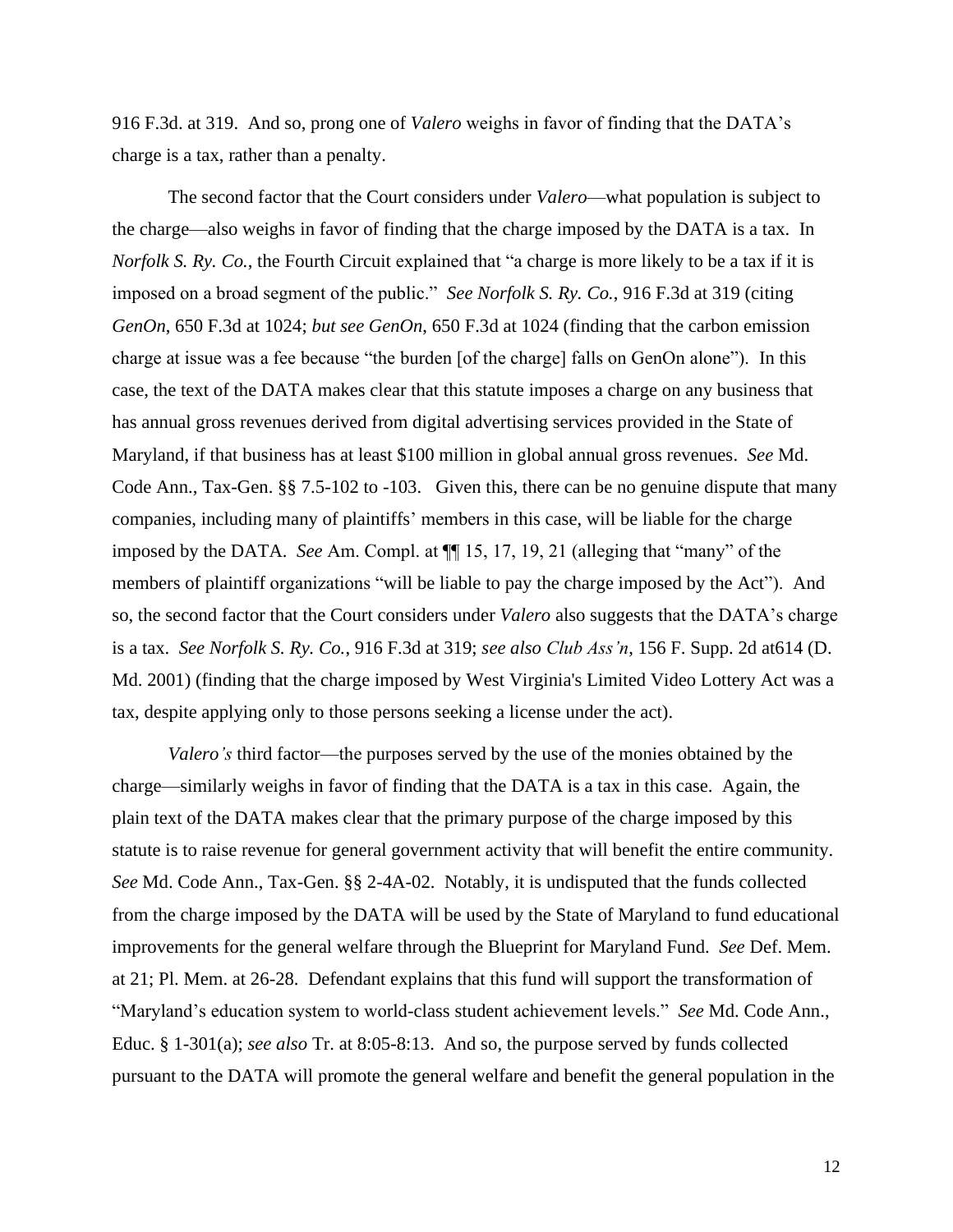916 F.3d. at 319. And so, prong one of *Valero* weighs in favor of finding that the DATA's charge is a tax, rather than a penalty.

The second factor that the Court considers under *Valero*—what population is subject to the charge—also weighs in favor of finding that the charge imposed by the DATA is a tax. In *Norfolk S. Ry. Co.*, the Fourth Circuit explained that "a charge is more likely to be a tax if it is imposed on a broad segment of the public." *See Norfolk S. Ry. Co.*, 916 F.3d at 319 (citing *GenOn*, 650 F.3d at 1024; *but see GenOn*, 650 F.3d at 1024 (finding that the carbon emission charge at issue was a fee because "the burden [of the charge] falls on GenOn alone"). In this case, the text of the DATA makes clear that this statute imposes a charge on any business that has annual gross revenues derived from digital advertising services provided in the State of Maryland, if that business has at least $100 million in global annual gross revenues. *See* Md. Code Ann., Tax-Gen. §§ 7.5-102 to -103. Given this, there can be no genuine dispute that many companies, including many of plaintiffs' members in this case, will be liable for the charge imposed by the DATA. *See* Am. Compl. at ¶¶ 15, 17, 19, 21 (alleging that "many" of the members of plaintiff organizations "will be liable to pay the charge imposed by the Act"). And so, the second factor that the Court considers under *Valero* also suggests that the DATA's charge is a tax. *See Norfolk S. Ry. Co.*, 916 F.3d at 319; *see also Club Ass'n*, 156 F. Supp. 2d at614 (D. Md. 2001) (finding that the charge imposed by West Virginia's Limited Video Lottery Act was a tax, despite applying only to those persons seeking a license under the act).

*Valero's* third factor—the purposes served by the use of the monies obtained by the charge—similarly weighs in favor of finding that the DATA is a tax in this case. Again, the plain text of the DATA makes clear that the primary purpose of the charge imposed by this statute is to raise revenue for general government activity that will benefit the entire community. *See* Md. Code Ann., Tax-Gen. §§ 2-4A-02. Notably, it is undisputed that the funds collected from the charge imposed by the DATA will be used by the State of Maryland to fund educational improvements for the general welfare through the Blueprint for Maryland Fund. *See* Def. Mem. at 21; Pl. Mem. at 26-28. Defendant explains that this fund will support the transformation of "Maryland's education system to world-class student achievement levels." *See* Md. Code Ann., Educ. § 1-301(a); *see also* Tr. at 8:05-8:13. And so, the purpose served by funds collected pursuant to the DATA will promote the general welfare and benefit the general population in the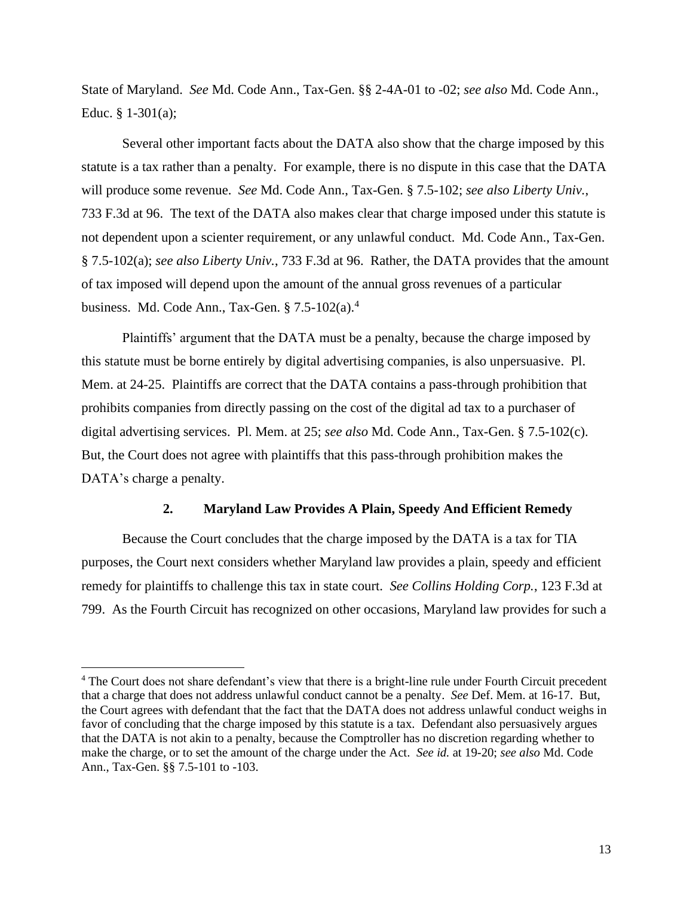State of Maryland. *See* Md. Code Ann., Tax-Gen. §§ 2-4A-01 to -02; *see also* Md. Code Ann., Educ. § 1-301(a);

Several other important facts about the DATA also show that the charge imposed by this statute is a tax rather than a penalty. For example, there is no dispute in this case that the DATA will produce some revenue. *See* Md. Code Ann., Tax-Gen. § 7.5-102; *see also Liberty Univ.*, 733 F.3d at 96. The text of the DATA also makes clear that charge imposed under this statute is not dependent upon a scienter requirement, or any unlawful conduct. Md. Code Ann., Tax-Gen. § 7.5-102(a); *see also Liberty Univ.*, 733 F.3d at 96. Rather, the DATA provides that the amount of tax imposed will depend upon the amount of the annual gross revenues of a particular business. Md. Code Ann., Tax-Gen. § 7.5-102(a).[4]

Plaintiffs' argument that the DATA must be a penalty, because the charge imposed by this statute must be borne entirely by digital advertising companies, is also unpersuasive. Pl. Mem. at 24-25. Plaintiffs are correct that the DATA contains a pass-through prohibition that prohibits companies from directly passing on the cost of the digital ad tax to a purchaser of digital advertising services. Pl. Mem. at 25; *see also* Md. Code Ann., Tax-Gen. § 7.5-102(c). But, the Court does not agree with plaintiffs that this pass-through prohibition makes the DATA's charge a penalty.

### 2. Maryland Law Provides A Plain, Speedy And Efficient Remedy

Because the Court concludes that the charge imposed by the DATA is a tax for TIA purposes, the Court next considers whether Maryland law provides a plain, speedy and efficient remedy for plaintiffs to challenge this tax in state court. *See Collins Holding Corp.*, 123 F.3d at 799. As the Fourth Circuit has recognized on other occasions, Maryland law provides for such a

---

[4] The Court does not share defendant's view that there is a bright-line rule under Fourth Circuit precedent that a charge that does not address unlawful conduct cannot be a penalty. *See* Def. Mem. at 16-17. But, the Court agrees with defendant that the fact that the DATA does not address unlawful conduct weighs in favor of concluding that the charge imposed by this statute is a tax. Defendant also persuasively argues that the DATA is not akin to a penalty, because the Comptroller has no discretion regarding whether to make the charge, or to set the amount of the charge under the Act. *See id.* at 19-20; *see also* Md. Code Ann., Tax-Gen. §§ 7.5-101 to -103.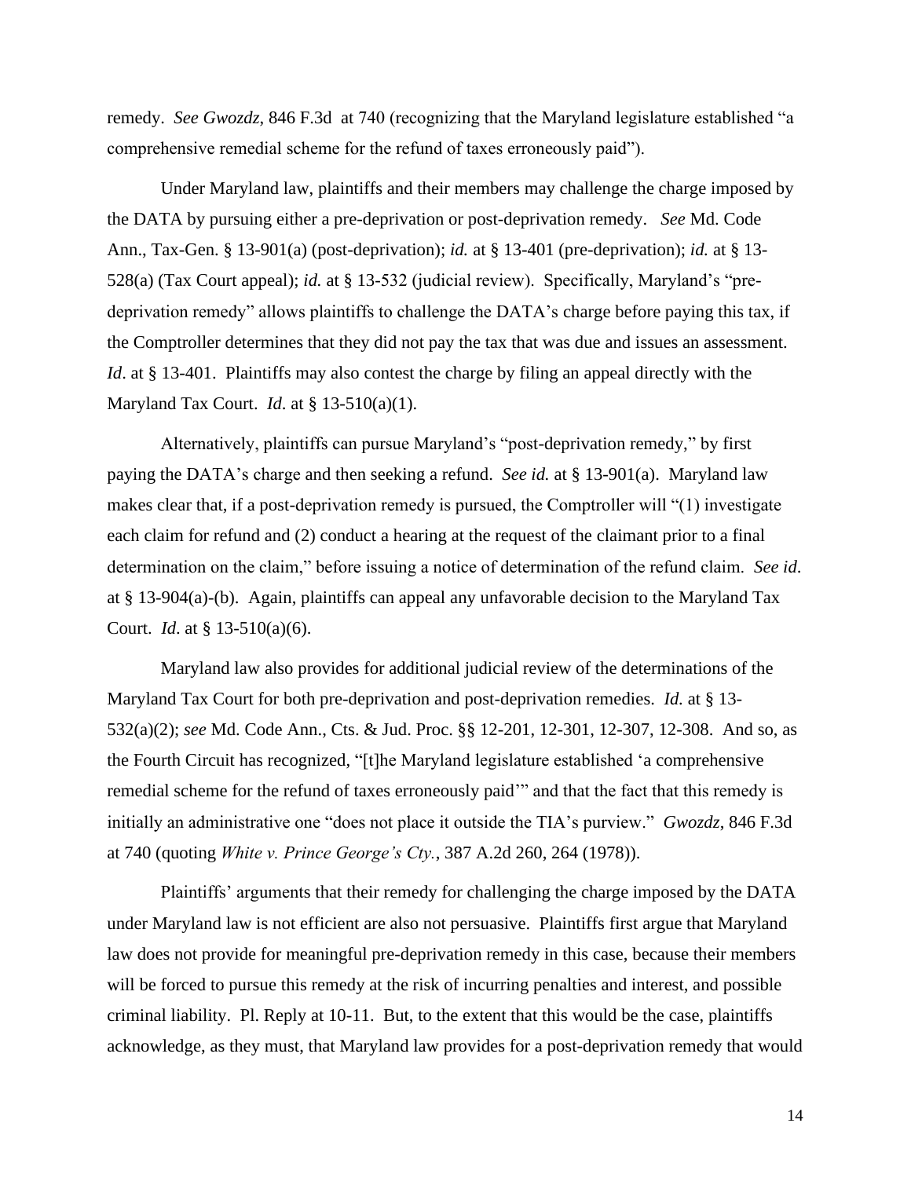remedy. *See Gwozdz*, 846 F.3d at 740 (recognizing that the Maryland legislature established "a comprehensive remedial scheme for the refund of taxes erroneously paid").

Under Maryland law, plaintiffs and their members may challenge the charge imposed by the DATA by pursuing either a pre-deprivation or post-deprivation remedy. *See* Md. Code Ann., Tax-Gen. § 13-901(a) (post-deprivation); *id.* at § 13-401 (pre-deprivation); *id.* at § 13-528(a) (Tax Court appeal); *id.* at § 13-532 (judicial review). Specifically, Maryland's "pre-deprivation remedy" allows plaintiffs to challenge the DATA's charge before paying this tax, if the Comptroller determines that they did not pay the tax that was due and issues an assessment. *Id*. at § 13-401. Plaintiffs may also contest the charge by filing an appeal directly with the Maryland Tax Court. *Id*. at § 13-510(a)(1).

Alternatively, plaintiffs can pursue Maryland's "post-deprivation remedy," by first paying the DATA's charge and then seeking a refund. *See id.* at § 13-901(a). Maryland law makes clear that, if a post-deprivation remedy is pursued, the Comptroller will "(1) investigate each claim for refund and (2) conduct a hearing at the request of the claimant prior to a final determination on the claim," before issuing a notice of determination of the refund claim. *See id*. at § 13-904(a)-(b). Again, plaintiffs can appeal any unfavorable decision to the Maryland Tax Court. *Id*. at § 13-510(a)(6).

Maryland law also provides for additional judicial review of the determinations of the Maryland Tax Court for both pre-deprivation and post-deprivation remedies. *Id.* at § 13-532(a)(2); *see* Md. Code Ann., Cts. & Jud. Proc. §§ 12-201, 12-301, 12-307, 12-308. And so, as the Fourth Circuit has recognized, "[t]he Maryland legislature established 'a comprehensive remedial scheme for the refund of taxes erroneously paid'" and that the fact that this remedy is initially an administrative one "does not place it outside the TIA's purview." *Gwozdz*, 846 F.3d at 740 (quoting *White v. Prince George's Cty.*, 387 A.2d 260, 264 (1978)).

Plaintiffs' arguments that their remedy for challenging the charge imposed by the DATA under Maryland law is not efficient are also not persuasive. Plaintiffs first argue that Maryland law does not provide for meaningful pre-deprivation remedy in this case, because their members will be forced to pursue this remedy at the risk of incurring penalties and interest, and possible criminal liability. Pl. Reply at 10-11. But, to the extent that this would be the case, plaintiffs acknowledge, as they must, that Maryland law provides for a post-deprivation remedy that would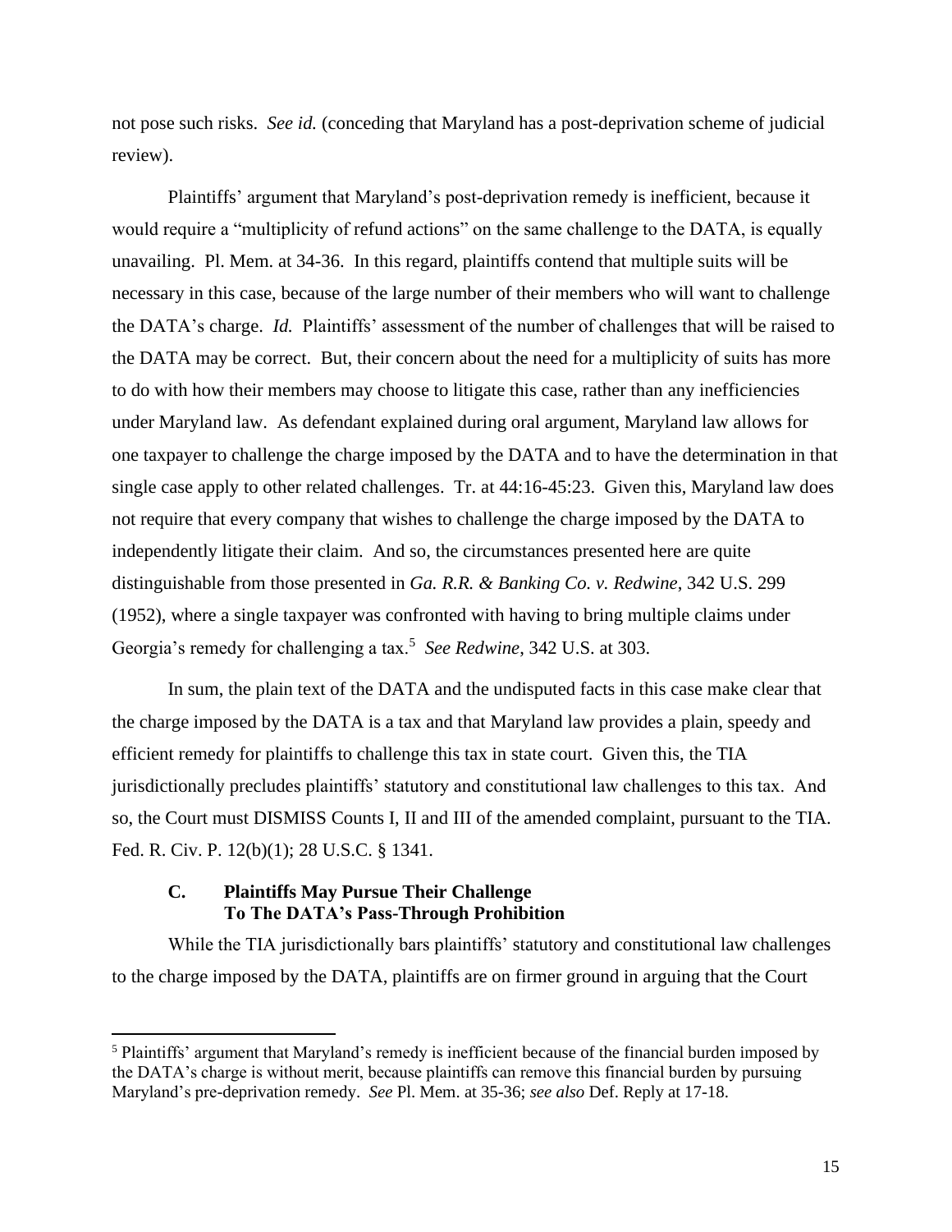not pose such risks. *See id.* (conceding that Maryland has a post-deprivation scheme of judicial review).

Plaintiffs' argument that Maryland's post-deprivation remedy is inefficient, because it would require a "multiplicity of refund actions" on the same challenge to the DATA, is equally unavailing. Pl. Mem. at 34-36. In this regard, plaintiffs contend that multiple suits will be necessary in this case, because of the large number of their members who will want to challenge the DATA's charge. *Id.* Plaintiffs' assessment of the number of challenges that will be raised to the DATA may be correct. But, their concern about the need for a multiplicity of suits has more to do with how their members may choose to litigate this case, rather than any inefficiencies under Maryland law. As defendant explained during oral argument, Maryland law allows for one taxpayer to challenge the charge imposed by the DATA and to have the determination in that single case apply to other related challenges. Tr. at 44:16-45:23. Given this, Maryland law does not require that every company that wishes to challenge the charge imposed by the DATA to independently litigate their claim. And so, the circumstances presented here are quite distinguishable from those presented in *Ga. R.R. & Banking Co. v. Redwine*, 342 U.S. 299 (1952), where a single taxpayer was confronted with having to bring multiple claims under Georgia's remedy for challenging a tax.[5] *See Redwine*, 342 U.S. at 303.

In sum, the plain text of the DATA and the undisputed facts in this case make clear that the charge imposed by the DATA is a tax and that Maryland law provides a plain, speedy and efficient remedy for plaintiffs to challenge this tax in state court. Given this, the TIA jurisdictionally precludes plaintiffs' statutory and constitutional law challenges to this tax. And so, the Court must DISMISS Counts I, II and III of the amended complaint, pursuant to the TIA. Fed. R. Civ. P. 12(b)(1); 28 U.S.C. § 1341.

### C. Plaintiffs May Pursue Their Challenge To The DATA's Pass-Through Prohibition

While the TIA jurisdictionally bars plaintiffs' statutory and constitutional law challenges to the charge imposed by the DATA, plaintiffs are on firmer ground in arguing that the Court

---

[5] Plaintiffs' argument that Maryland's remedy is inefficient because of the financial burden imposed by the DATA's charge is without merit, because plaintiffs can remove this financial burden by pursuing Maryland's pre-deprivation remedy. *See* Pl. Mem. at 35-36; *see also* Def. Reply at 17-18.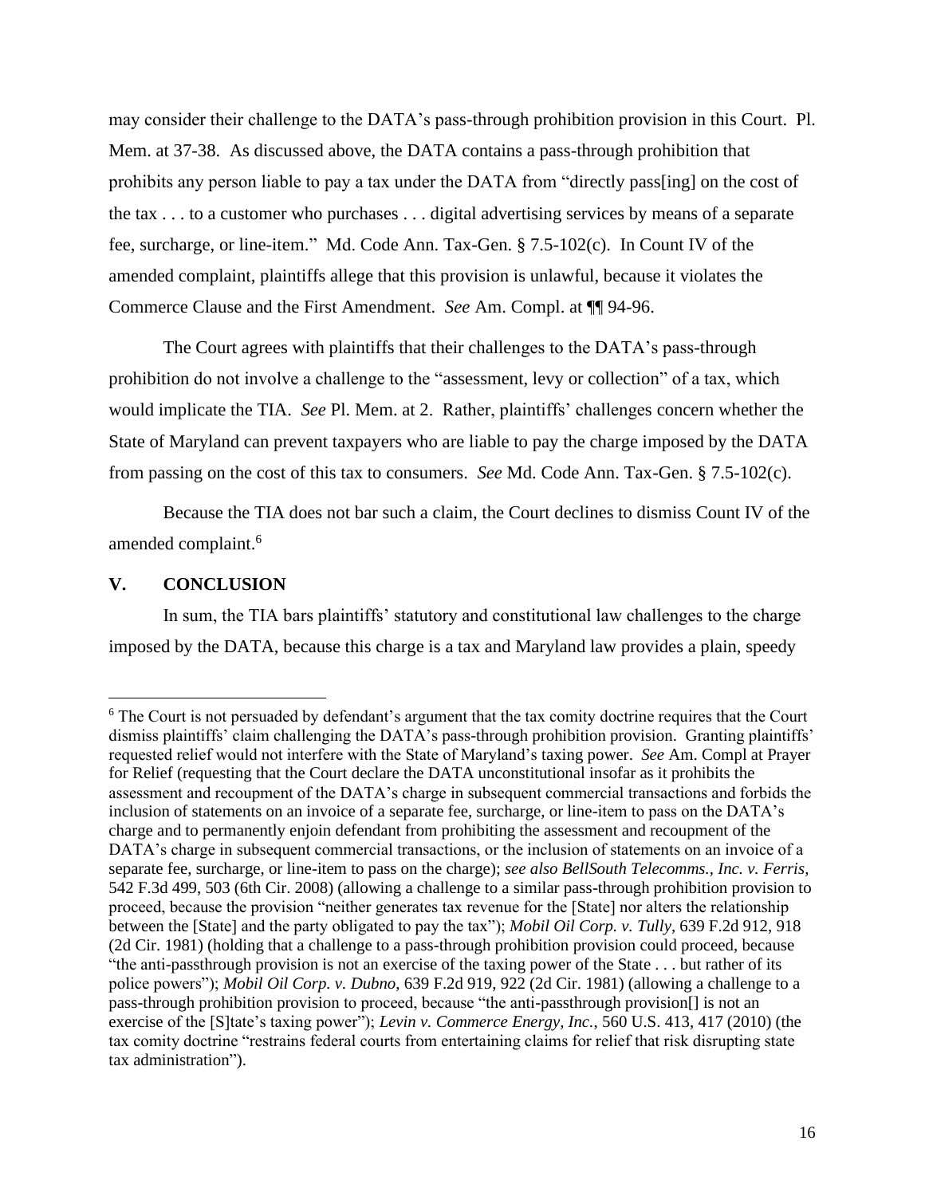may consider their challenge to the DATA's pass-through prohibition provision in this Court. Pl. Mem. at 37-38. As discussed above, the DATA contains a pass-through prohibition that prohibits any person liable to pay a tax under the DATA from "directly pass[ing] on the cost of the tax . . . to a customer who purchases . . . digital advertising services by means of a separate fee, surcharge, or line-item." Md. Code Ann. Tax-Gen. § 7.5-102(c). In Count IV of the amended complaint, plaintiffs allege that this provision is unlawful, because it violates the Commerce Clause and the First Amendment. *See* Am. Compl. at ¶¶ 94-96.

The Court agrees with plaintiffs that their challenges to the DATA's pass-through prohibition do not involve a challenge to the "assessment, levy or collection" of a tax, which would implicate the TIA. *See* Pl. Mem. at 2. Rather, plaintiffs' challenges concern whether the State of Maryland can prevent taxpayers who are liable to pay the charge imposed by the DATA from passing on the cost of this tax to consumers. *See* Md. Code Ann. Tax-Gen. § 7.5-102(c).

Because the TIA does not bar such a claim, the Court declines to dismiss Count IV of the amended complaint.[6]

## V. CONCLUSION

In sum, the TIA bars plaintiffs' statutory and constitutional law challenges to the charge imposed by the DATA, because this charge is a tax and Maryland law provides a plain, speedy

---

[6] The Court is not persuaded by defendant's argument that the tax comity doctrine requires that the Court dismiss plaintiffs' claim challenging the DATA's pass-through prohibition provision. Granting plaintiffs' requested relief would not interfere with the State of Maryland's taxing power. *See* Am. Compl at Prayer for Relief (requesting that the Court declare the DATA unconstitutional insofar as it prohibits the assessment and recoupment of the DATA's charge in subsequent commercial transactions and forbids the inclusion of statements on an invoice of a separate fee, surcharge, or line-item to pass on the DATA's charge and to permanently enjoin defendant from prohibiting the assessment and recoupment of the DATA's charge in subsequent commercial transactions, or the inclusion of statements on an invoice of a separate fee, surcharge, or line-item to pass on the charge); *see also BellSouth Telecomms., Inc. v. Ferris*, 542 F.3d 499, 503 (6th Cir. 2008) (allowing a challenge to a similar pass-through prohibition provision to proceed, because the provision "neither generates tax revenue for the [State] nor alters the relationship between the [State] and the party obligated to pay the tax"); *Mobil Oil Corp. v. Tully*, 639 F.2d 912, 918 (2d Cir. 1981) (holding that a challenge to a pass-through prohibition provision could proceed, because "the anti-passthrough provision is not an exercise of the taxing power of the State . . . but rather of its police powers"); *Mobil Oil Corp. v. Dubno*, 639 F.2d 919, 922 (2d Cir. 1981) (allowing a challenge to a pass-through prohibition provision to proceed, because "the anti-passthrough provision[] is not an exercise of the [S]tate's taxing power"); *Levin v. Commerce Energy, Inc.*, 560 U.S. 413, 417 (2010) (the tax comity doctrine "restrains federal courts from entertaining claims for relief that risk disrupting state tax administration").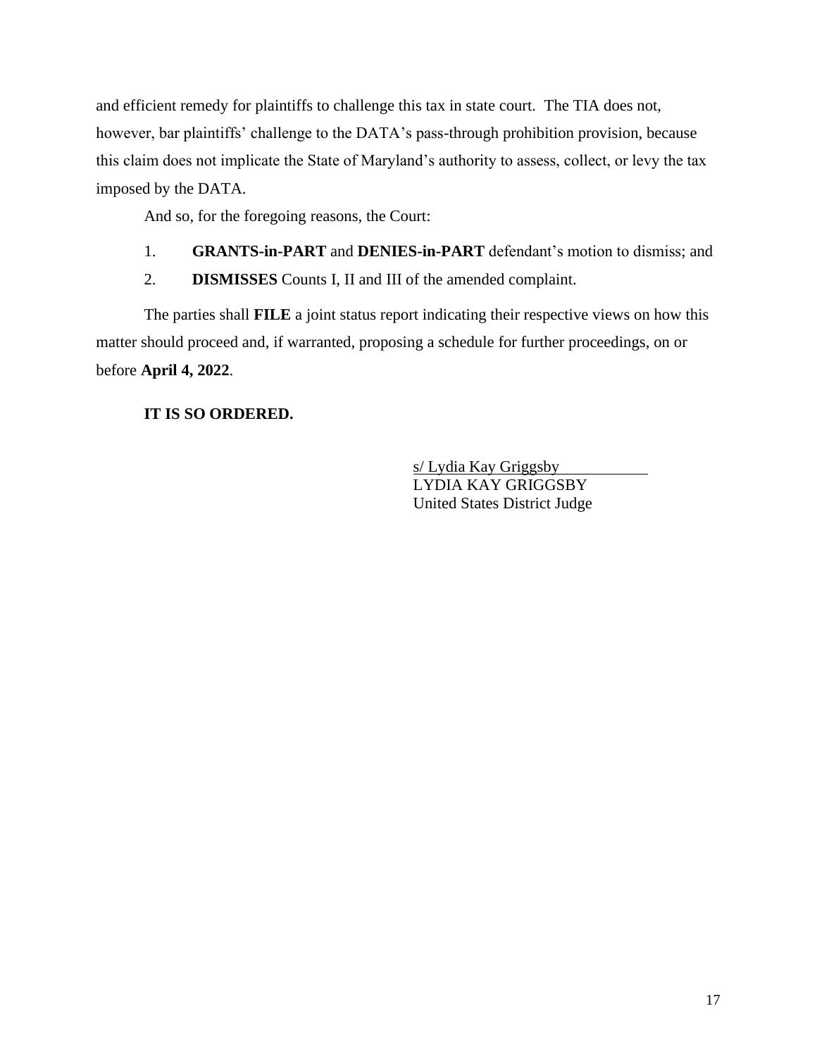and efficient remedy for plaintiffs to challenge this tax in state court. The TIA does not, however, bar plaintiffs' challenge to the DATA's pass-through prohibition provision, because this claim does not implicate the State of Maryland's authority to assess, collect, or levy the tax imposed by the DATA.

And so, for the foregoing reasons, the Court:

1. **GRANTS-in-PART** and **DENIES-in-PART** defendant's motion to dismiss; and
2. **DISMISSES** Counts I, II and III of the amended complaint.

The parties shall **FILE** a joint status report indicating their respective views on how this matter should proceed and, if warranted, proposing a schedule for further proceedings, on or before **April 4, 2022**.

**IT IS SO ORDERED.**

s/ Lydia Kay Griggsby
LYDIA KAY GRIGGSBY
United States District Judge